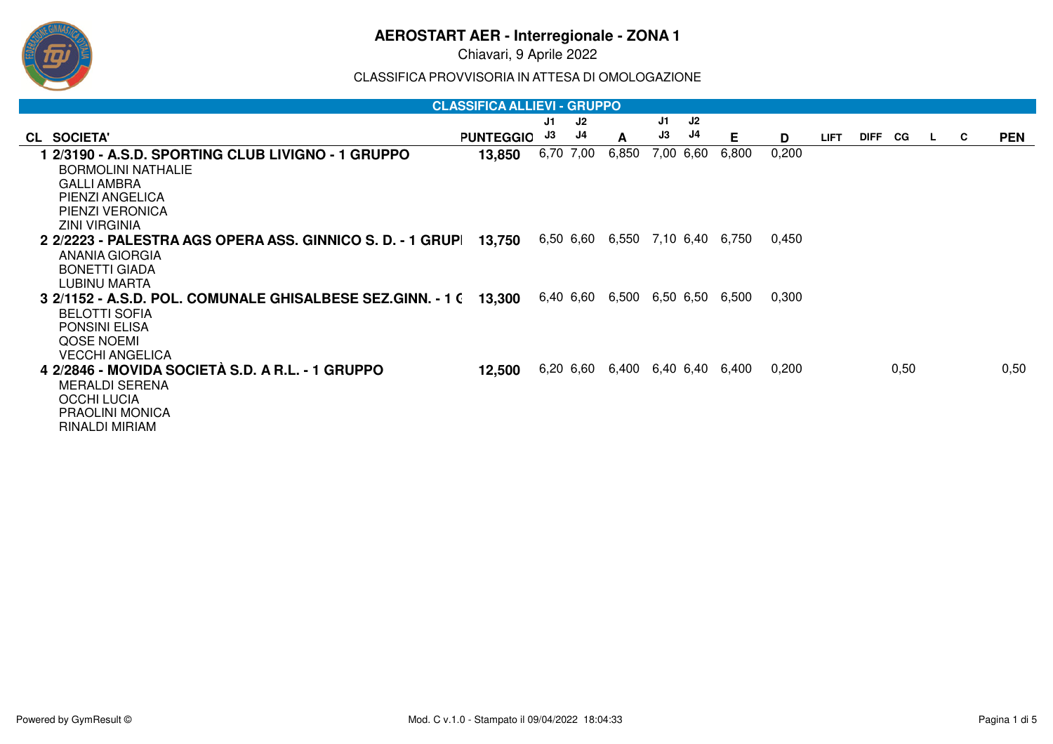# AEROSTART AER - Interregionale - ZONA 1

Chiavari, 9 Aprile 2022

CLASSIFICA PROVVISORIA IN ATTESA DI OMOLOGAZIONE

## CLASSIFICA ALLIEVI - GRUPPO

| CL | SOCIETA' | PUNTEGGIO | J1 J3 | J2 J4 | A | J1 J3 | J2 J4 | E | D | LIFT | DIFF | CG | L | C | PEN |
|---|---|---|---|---|---|---|---|---|---|---|---|---|---|---|---|
| 1 | **2/3190 - A.S.D. SPORTING CLUB LIVIGNO - 1 GRUPPO** | **13,850** | 6,70 | 7,00 | 6,850 | 7,00 | 6,60 | 6,800 | 0,200 | | | | | | |
| | BORMOLINI NATHALIE | | | | | | | | | | | | | | |
| | GALLI AMBRA | | | | | | | | | | | | | | |
| | PIENZI ANGELICA | | | | | | | | | | | | | | |
| | PIENZI VERONICA | | | | | | | | | | | | | | |
| | ZINI VIRGINIA | | | | | | | | | | | | | | |
| 2 | **2/2223 - PALESTRA AGS OPERA ASS. GINNICO S. D. - 1 GRUPI** | **13,750** | 6,50 | 6,60 | 6,550 | 7,10 | 6,40 | 6,750 | 0,450 | | | | | | |
| | ANANIA GIORGIA | | | | | | | | | | | | | | |
| | BONETTI GIADA | | | | | | | | | | | | | | |
| | LUBINU MARTA | | | | | | | | | | | | | | |
| 3 | **2/1152 - A.S.D. POL. COMUNALE GHISALBESE SEZ.GINN. - 1 G** | **13,300** | 6,40 | 6,60 | 6,500 | 6,50 | 6,50 | 6,500 | 0,300 | | | | | | |
| | BELOTTI SOFIA | | | | | | | | | | | | | | |
| | PONSINI ELISA | | | | | | | | | | | | | | |
| | QOSE NOEMI | | | | | | | | | | | | | | |
| | VECCHI ANGELICA | | | | | | | | | | | | | | |
| 4 | **2/2846 - MOVIDA SOCIETÀ S.D. A R.L. - 1 GRUPPO** | **12,500** | 6,20 | 6,60 | 6,400 | 6,40 | 6,40 | 6,400 | 0,200 | | | 0,50 | | | 0,50 |
| | MERALDI SERENA | | | | | | | | | | | | | | |
| | OCCHI LUCIA | | | | | | | | | | | | | | |
| | PRAOLINI MONICA | | | | | | | | | | | | | | |
| | RINALDI MIRIAM | | | | | | | | | | | | | | |

Powered by GymResult ©

Mod. C v.1.0 - Stampato il 09/04/2022 18:04:33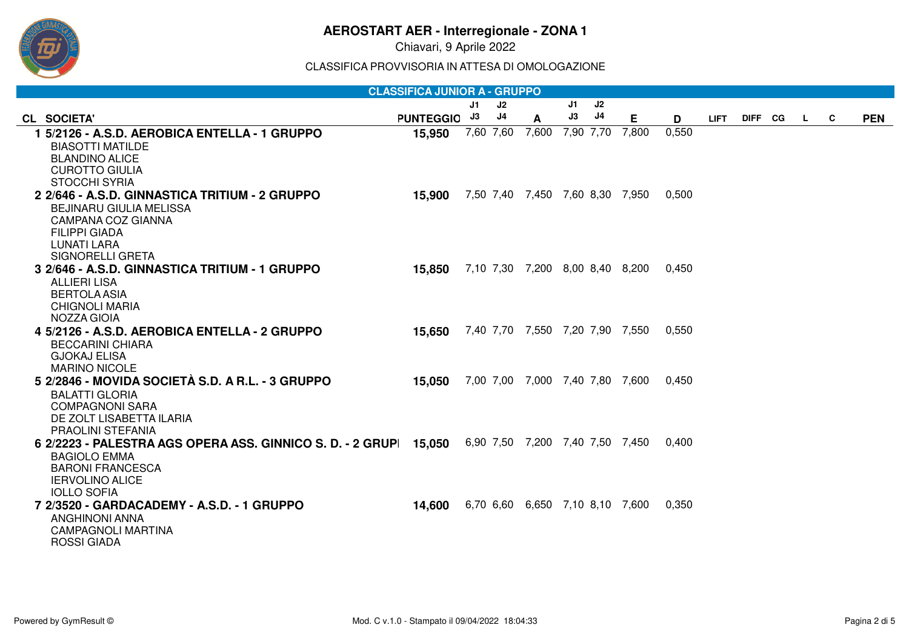# AEROSTART AER - Interregionale - ZONA 1

Chiavari, 9 Aprile 2022

CLASSIFICA PROVVISORIA IN ATTESA DI OMOLOGAZIONE

## CLASSIFICA JUNIOR A - GRUPPO

| CL | SOCIETA' | PUNTEGGIO | J1 J3 | J2 J4 | A | J1 J3 | J2 J4 | E | D | LIFT | DIFF | CG | L | C | PEN |
|---|---|---|---|---|---|---|---|---|---|---|---|---|---|---|---|
| 1 | **5/2126 - A.S.D. AEROBICA ENTELLA - 1 GRUPPO**<br>BIASOTTI MATILDE<br>BLANDINO ALICE<br>CUROTTO GIULIA<br>STOCCHI SYRIA | **15,950** | 7,60 | 7,60 | 7,600 | 7,90 | 7,70 | 7,800 | 0,550 | | | | | | |
| 2 | **2/646 - A.S.D. GINNASTICA TRITIUM - 2 GRUPPO**<br>BEJINARU GIULIA MELISSA<br>CAMPANA COZ GIANNA<br>FILIPPI GIADA<br>LUNATI LARA<br>SIGNORELLI GRETA | **15,900** | 7,50 | 7,40 | 7,450 | 7,60 | 8,30 | 7,950 | 0,500 | | | | | | |
| 3 | **2/646 - A.S.D. GINNASTICA TRITIUM - 1 GRUPPO**<br>ALLIERI LISA<br>BERTOLA ASIA<br>CHIGNOLI MARIA<br>NOZZA GIOIA | **15,850** | 7,10 | 7,30 | 7,200 | 8,00 | 8,40 | 8,200 | 0,450 | | | | | | |
| 4 | **5/2126 - A.S.D. AEROBICA ENTELLA - 2 GRUPPO**<br>BECCARINI CHIARA<br>GJOKAJ ELISA<br>MARINO NICOLE | **15,650** | 7,40 | 7,70 | 7,550 | 7,20 | 7,90 | 7,550 | 0,550 | | | | | | |
| 5 | **2/2846 - MOVIDA SOCIETÀ S.D. A R.L. - 3 GRUPPO**<br>BALATTI GLORIA<br>COMPAGNONI SARA<br>DE ZOLT LISABETTA ILARIA<br>PRAOLINI STEFANIA | **15,050** | 7,00 | 7,00 | 7,000 | 7,40 | 7,80 | 7,600 | 0,450 | | | | | | |
| 6 | **2/2223 - PALESTRA AGS OPERA ASS. GINNICO S. D. - 2 GRUPI**<br>BAGIOLO EMMA<br>BARONI FRANCESCA<br>IERVOLINO ALICE<br>IOLLO SOFIA | **15,050** | 6,90 | 7,50 | 7,200 | 7,40 | 7,50 | 7,450 | 0,400 | | | | | | |
| 7 | **2/3520 - GARDACADEMY - A.S.D. - 1 GRUPPO**<br>ANGHINONI ANNA<br>CAMPAGNOLI MARTINA<br>ROSSI GIADA | **14,600** | 6,70 | 6,60 | 6,650 | 7,10 | 8,10 | 7,600 | 0,350 | | | | | | |

Powered by GymResult ©

Mod. C v.1.0 - Stampato il 09/04/2022 18:04:33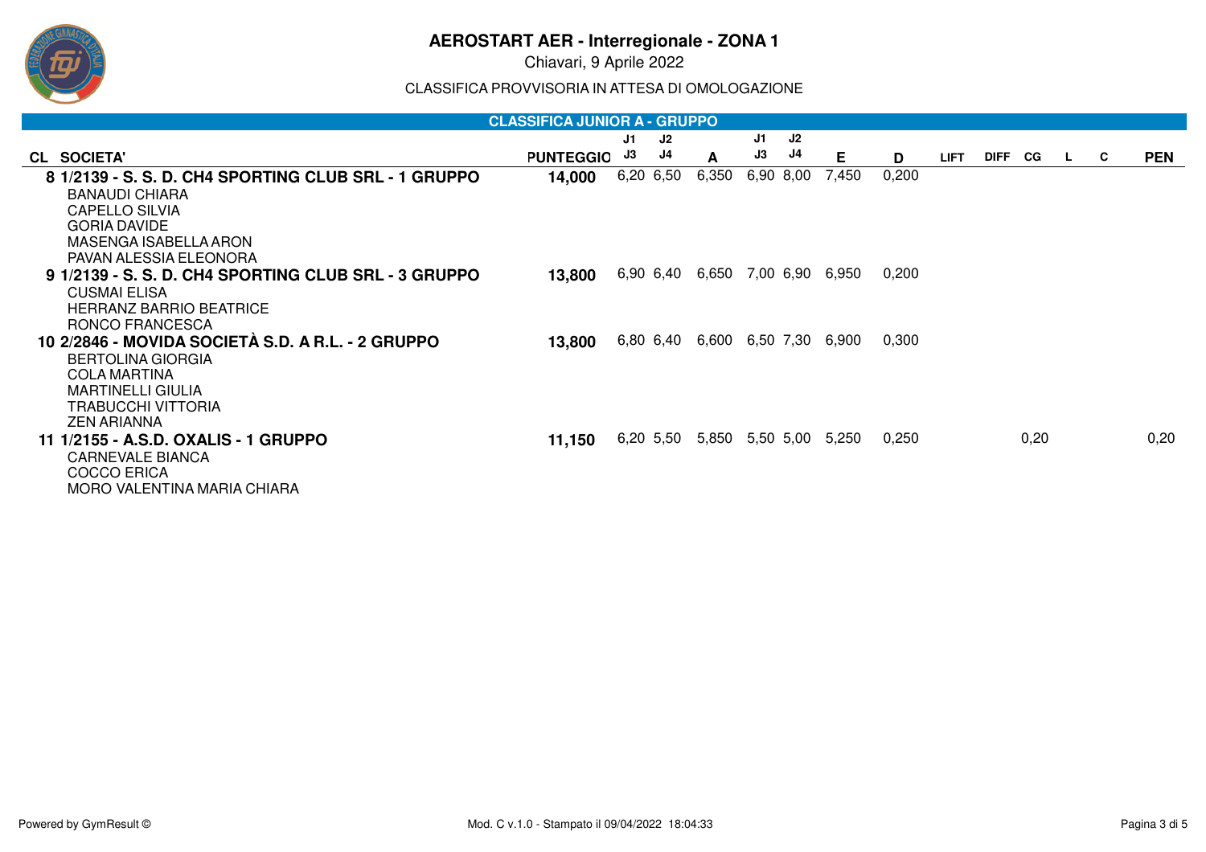# AEROSTART AER - Interregionale - ZONA 1

Chiavari, 9 Aprile 2022

CLASSIFICA PROVVISORIA IN ATTESA DI OMOLOGAZIONE

## CLASSIFICA JUNIOR A - GRUPPO

| CL | SOCIETA' | PUNTEGGIO | J1 J3 | J2 J4 | A | J1 J3 | J2 J4 | E | D | LIFT | DIFF | CG | L | C | PEN |
|---|---|---|---|---|---|---|---|---|---|---|---|---|---|---|---|
| **8** | **1/2139 - S. S. D. CH4 SPORTING CLUB SRL - 1 GRUPPO** | **14,000** | 6,20 | 6,50 | 6,350 | 6,90 | 8,00 | 7,450 | 0,200 | | | | | | |
| | BANAUDI CHIARA<br>CAPELLO SILVIA<br>GORIA DAVIDE<br>MASENGA ISABELLA ARON<br>PAVAN ALESSIA ELEONORA | | | | | | | | | | | | | | |
| **9** | **1/2139 - S. S. D. CH4 SPORTING CLUB SRL - 3 GRUPPO** | **13,800** | 6,90 | 6,40 | 6,650 | 7,00 | 6,90 | 6,950 | 0,200 | | | | | | |
| | CUSMAI ELISA<br>HERRANZ BARRIO BEATRICE<br>RONCO FRANCESCA | | | | | | | | | | | | | | |
| **10** | **2/2846 - MOVIDA SOCIETÀ S.D. A R.L. - 2 GRUPPO** | **13,800** | 6,80 | 6,40 | 6,600 | 6,50 | 7,30 | 6,900 | 0,300 | | | | | | |
| | BERTOLINA GIORGIA<br>COLA MARTINA<br>MARTINELLI GIULIA<br>TRABUCCHI VITTORIA<br>ZEN ARIANNA | | | | | | | | | | | | | | |
| **11** | **1/2155 - A.S.D. OXALIS - 1 GRUPPO** | **11,150** | 6,20 | 5,50 | 5,850 | 5,50 | 5,00 | 5,250 | 0,250 | | | 0,20 | | | 0,20 |
| | CARNEVALE BIANCA<br>COCCO ERICA<br>MORO VALENTINA MARIA CHIARA | | | | | | | | | | | | | | |

Mod. C v.1.0 - Stampato il 09/04/2022 18:04:33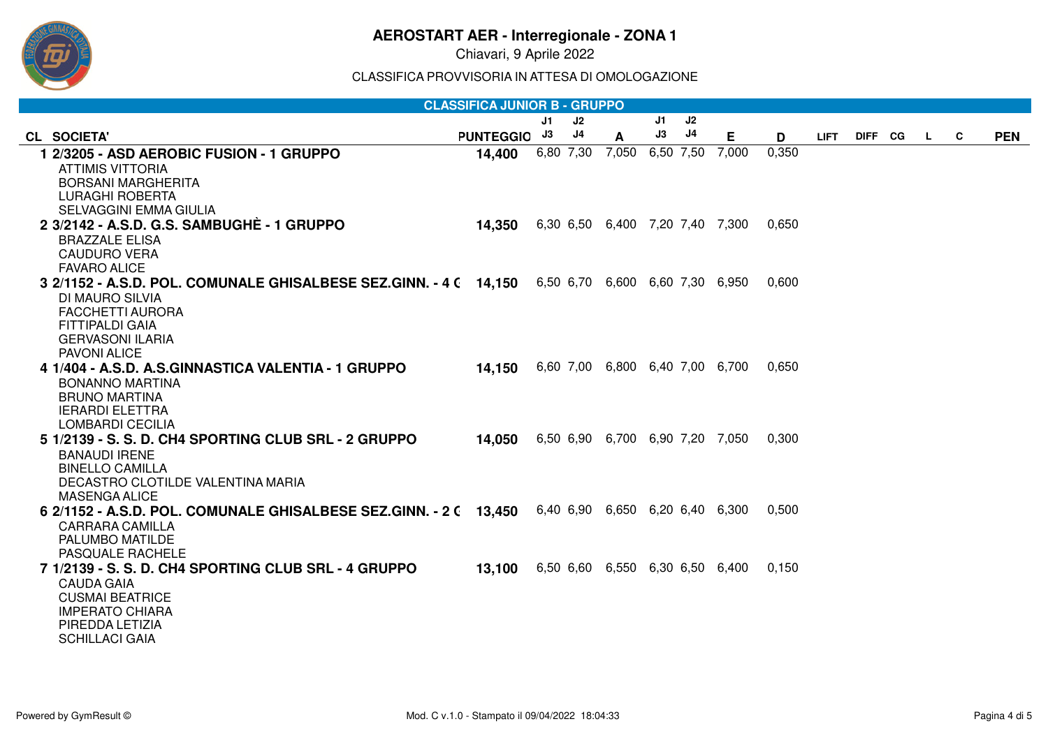# AEROSTART AER - Interregionale - ZONA 1

Chiavari, 9 Aprile 2022

CLASSIFICA PROVVISORIA IN ATTESA DI OMOLOGAZIONE

## CLASSIFICA JUNIOR B - GRUPPO

| CL | SOCIETA' | PUNTEGGIO | J1 J3 | J2 J4 | A | J1 J3 | J2 J4 | E | D | LIFT | DIFF | CG | L | C | PEN |
|---|---|---|---|---|---|---|---|---|---|---|---|---|---|---|---|
| 1 | 2/3205 - ASD AEROBIC FUSION - 1 GRUPPO<br>ATTIMIS VITTORIA<br>BORSANI MARGHERITA<br>LURAGHI ROBERTA<br>SELVAGGINI EMMA GIULIA | 14,400 | 6,80 | 7,30 | 7,050 | 6,50 | 7,50 | 7,000 | 0,350 | | | | | | |
| 2 | 3/2142 - A.S.D. G.S. SAMBUGHÈ - 1 GRUPPO<br>BRAZZALE ELISA<br>CAUDURO VERA<br>FAVARO ALICE | 14,350 | 6,30 | 6,50 | 6,400 | 7,20 | 7,40 | 7,300 | 0,650 | | | | | | |
| 3 | 2/1152 - A.S.D. POL. COMUNALE GHISALBESE SEZ.GINN. - 4 G<br>DI MAURO SILVIA<br>FACCHETTI AURORA<br>FITTIPALDI GAIA<br>GERVASONI ILARIA<br>PAVONI ALICE | 14,150 | 6,50 | 6,70 | 6,600 | 6,60 | 7,30 | 6,950 | 0,600 | | | | | | |
| 4 | 1/404 - A.S.D. A.S.GINNASTICA VALENTIA - 1 GRUPPO<br>BONANNO MARTINA<br>BRUNO MARTINA<br>IERARDI ELETTRA<br>LOMBARDI CECILIA | 14,150 | 6,60 | 7,00 | 6,800 | 6,40 | 7,00 | 6,700 | 0,650 | | | | | | |
| 5 | 1/2139 - S. S. D. CH4 SPORTING CLUB SRL - 2 GRUPPO<br>BANAUDI IRENE<br>BINELLO CAMILLA<br>DECASTRO CLOTILDE VALENTINA MARIA<br>MASENGA ALICE | 14,050 | 6,50 | 6,90 | 6,700 | 6,90 | 7,20 | 7,050 | 0,300 | | | | | | |
| 6 | 2/1152 - A.S.D. POL. COMUNALE GHISALBESE SEZ.GINN. - 2 G<br>CARRARA CAMILLA<br>PALUMBO MATILDE<br>PASQUALE RACHELE | 13,450 | 6,40 | 6,90 | 6,650 | 6,20 | 6,40 | 6,300 | 0,500 | | | | | | |
| 7 | 1/2139 - S. S. D. CH4 SPORTING CLUB SRL - 4 GRUPPO<br>CAUDA GAIA<br>CUSMAI BEATRICE<br>IMPERATO CHIARA<br>PIREDDA LETIZIA<br>SCHILLACI GAIA | 13,100 | 6,50 | 6,60 | 6,550 | 6,30 | 6,50 | 6,400 | 0,150 | | | | | | |

Powered by GymResult © — Mod. C v.1.0 - Stampato il 09/04/2022 18:04:33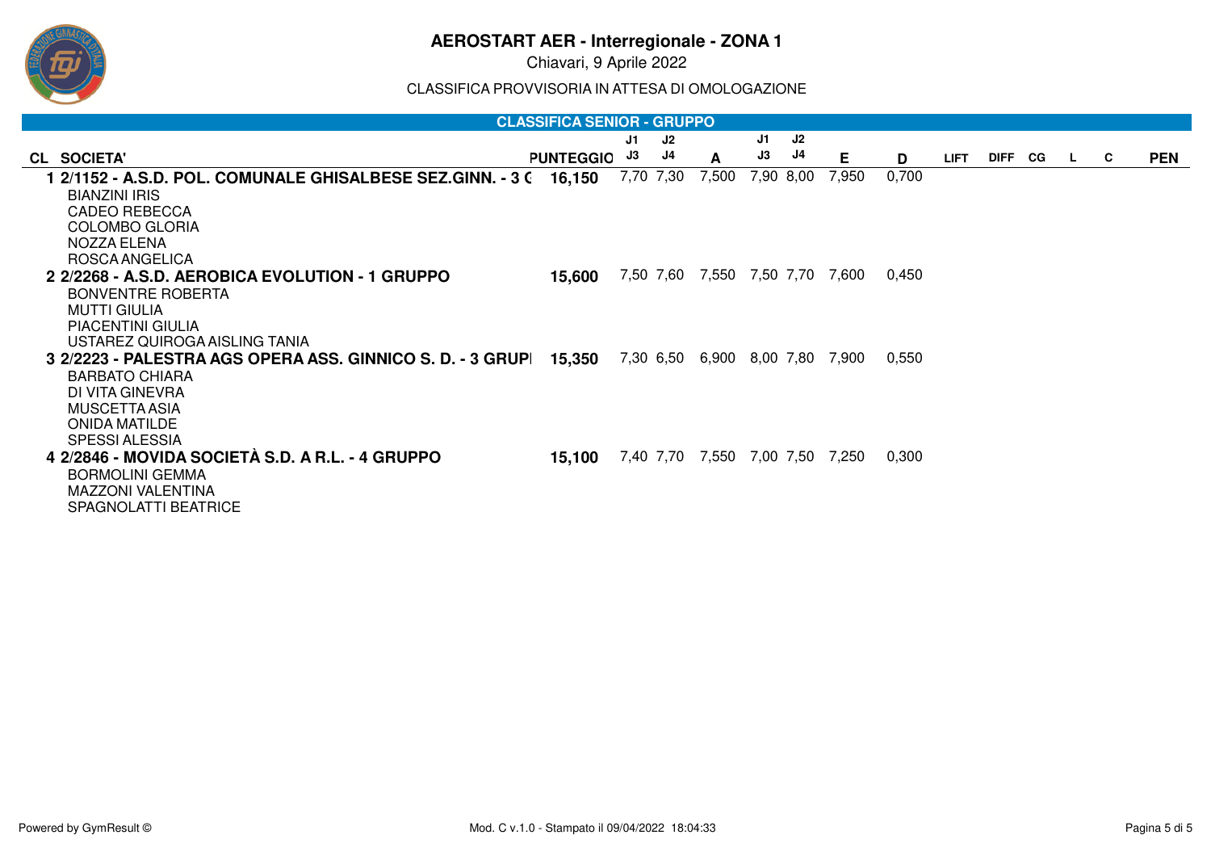# AEROSTART AER - Interregionale - ZONA 1

Chiavari, 9 Aprile 2022

CLASSIFICA PROVVISORIA IN ATTESA DI OMOLOGAZIONE

## CLASSIFICA SENIOR - GRUPPO

| CL | SOCIETA' | PUNTEGGIO | J1 J3 | J2 J4 | A | J1 J3 | J2 J4 | E | D | LIFT | DIFF | CG | L | C | PEN |
|---|---|---|---|---|---|---|---|---|---|---|---|---|---|---|---|
| 1 | **2/1152 - A.S.D. POL. COMUNALE GHISALBESE SEZ.GINN. - 3 (** | **16,150** | 7,70 | 7,30 | 7,500 | 7,90 | 8,00 | 7,950 | 0,700 | | | | | | |
| | BIANZINI IRIS | | | | | | | | | | | | | | |
| | CADEO REBECCA | | | | | | | | | | | | | | |
| | COLOMBO GLORIA | | | | | | | | | | | | | | |
| | NOZZA ELENA | | | | | | | | | | | | | | |
| | ROSCA ANGELICA | | | | | | | | | | | | | | |
| 2 | **2/2268 - A.S.D. AEROBICA EVOLUTION - 1 GRUPPO** | **15,600** | 7,50 | 7,60 | 7,550 | 7,50 | 7,70 | 7,600 | 0,450 | | | | | | |
| | BONVENTRE ROBERTA | | | | | | | | | | | | | | |
| | MUTTI GIULIA | | | | | | | | | | | | | | |
| | PIACENTINI GIULIA | | | | | | | | | | | | | | |
| | USTAREZ QUIROGA AISLING TANIA | | | | | | | | | | | | | | |
| 3 | **2/2223 - PALESTRA AGS OPERA ASS. GINNICO S. D. - 3 GRUPI** | **15,350** | 7,30 | 6,50 | 6,900 | 8,00 | 7,80 | 7,900 | 0,550 | | | | | | |
| | BARBATO CHIARA | | | | | | | | | | | | | | |
| | DI VITA GINEVRA | | | | | | | | | | | | | | |
| | MUSCETTA ASIA | | | | | | | | | | | | | | |
| | ONIDA MATILDE | | | | | | | | | | | | | | |
| | SPESSI ALESSIA | | | | | | | | | | | | | | |
| 4 | **2/2846 - MOVIDA SOCIETÀ S.D. A R.L. - 4 GRUPPO** | **15,100** | 7,40 | 7,70 | 7,550 | 7,00 | 7,50 | 7,250 | 0,300 | | | | | | |
| | BORMOLINI GEMMA | | | | | | | | | | | | | | |
| | MAZZONI VALENTINA | | | | | | | | | | | | | | |
| | SPAGNOLATTI BEATRICE | | | | | | | | | | | | | | |

Powered by GymResult ©

Mod. C v.1.0 - Stampato il 09/04/2022 18:04:33